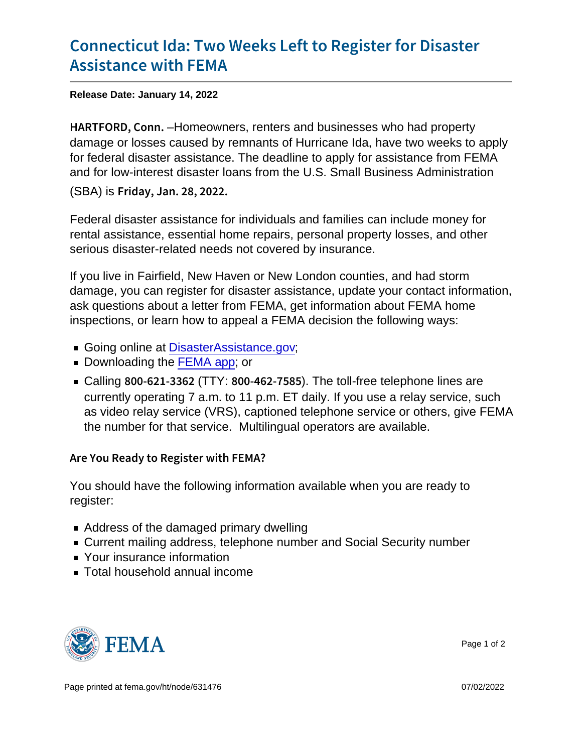# Connecticut Ida: Two Weeks Left to Register for Disaster Assistance with FEMA

**Release Date: January 14, 2022**

**HARTFORD, Conn.** –Homeowners, renters and businesses who had property damage or losses caused by remnants of Hurricane Ida, have two weeks to apply for federal disaster assistance. The deadline to apply for assistance from FEMA and for low-interest disaster loans from the U.S. Small Business Administration (SBA) is **Friday, Jan. 28, 2022.**

Federal disaster assistance for individuals and families can include money for rental assistance, essential home repairs, personal property losses, and other serious disaster-related needs not covered by insurance.

If you live in Fairfield, New Haven or New London counties, and had storm damage, you can register for disaster assistance, update your contact information, ask questions about a letter from FEMA, get information about FEMA home inspections, or learn how to appeal a FEMA decision the following ways:

- Going online at [DisasterAssistance.gov](DisasterAssistance.gov);
- Downloading the [FEMA app](FEMA app); or
- Calling **800-621-3362** (TTY: **800-462-7585**). The toll-free telephone lines are currently operating 7 a.m. to 11 p.m. ET daily. If you use a relay service, such as video relay service (VRS), captioned telephone service or others, give FEMA the number for that service. Multilingual operators are available.

## Are You Ready to Register with FEMA?

You should have the following information available when you are ready to register:

- Address of the damaged primary dwelling
- Current mailing address, telephone number and Social Security number
- Your insurance information
- Total household annual income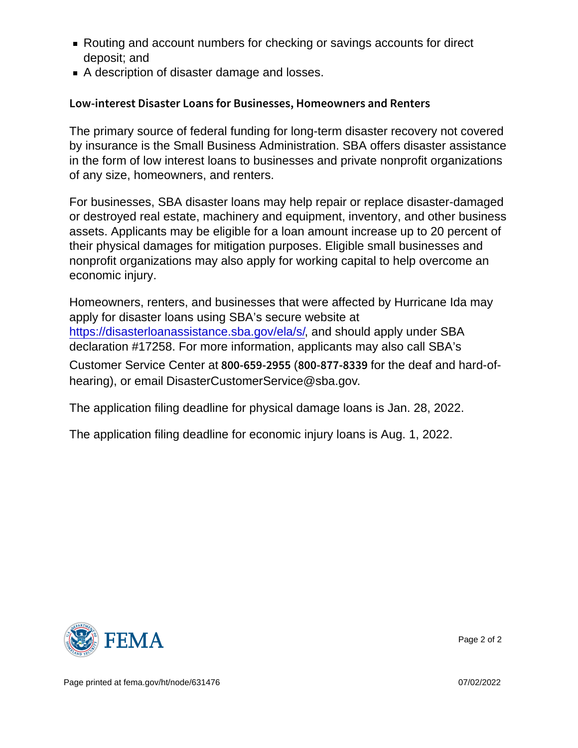- Routing and account numbers for checking or savings accounts for direct deposit; and
- A description of disaster damage and losses.

### Low-interest Disaster Loans for Businesses, Homeowners and Renters

The primary source of federal funding for long-term disaster recovery not covered by insurance is the Small Business Administration. SBA offers disaster assistance in the form of low interest loans to businesses and private nonprofit organizations of any size, homeowners, and renters.

For businesses, SBA disaster loans may help repair or replace disaster-damaged or destroyed real estate, machinery and equipment, inventory, and other business assets. Applicants may be eligible for a loan amount increase up to 20 percent of their physical damages for mitigation purposes. Eligible small businesses and nonprofit organizations may also apply for working capital to help overcome an economic injury.

Homeowners, renters, and businesses that were affected by Hurricane Ida may apply for disaster loans using SBA's secure website at [https://disasterloanassistance.sba.gov/ela/s/](https://disasterloanassistance.sba.gov/ela/s/), and should apply under SBA declaration #17258. For more information, applicants may also call SBA's Customer Service Center at 800-659-2955 (800-877-8339 for the deaf and hard-of-hearing), or email DisasterCustomerService@sba.gov.

The application filing deadline for physical damage loans is Jan. 28, 2022.

The application filing deadline for economic injury loans is Aug. 1, 2022.